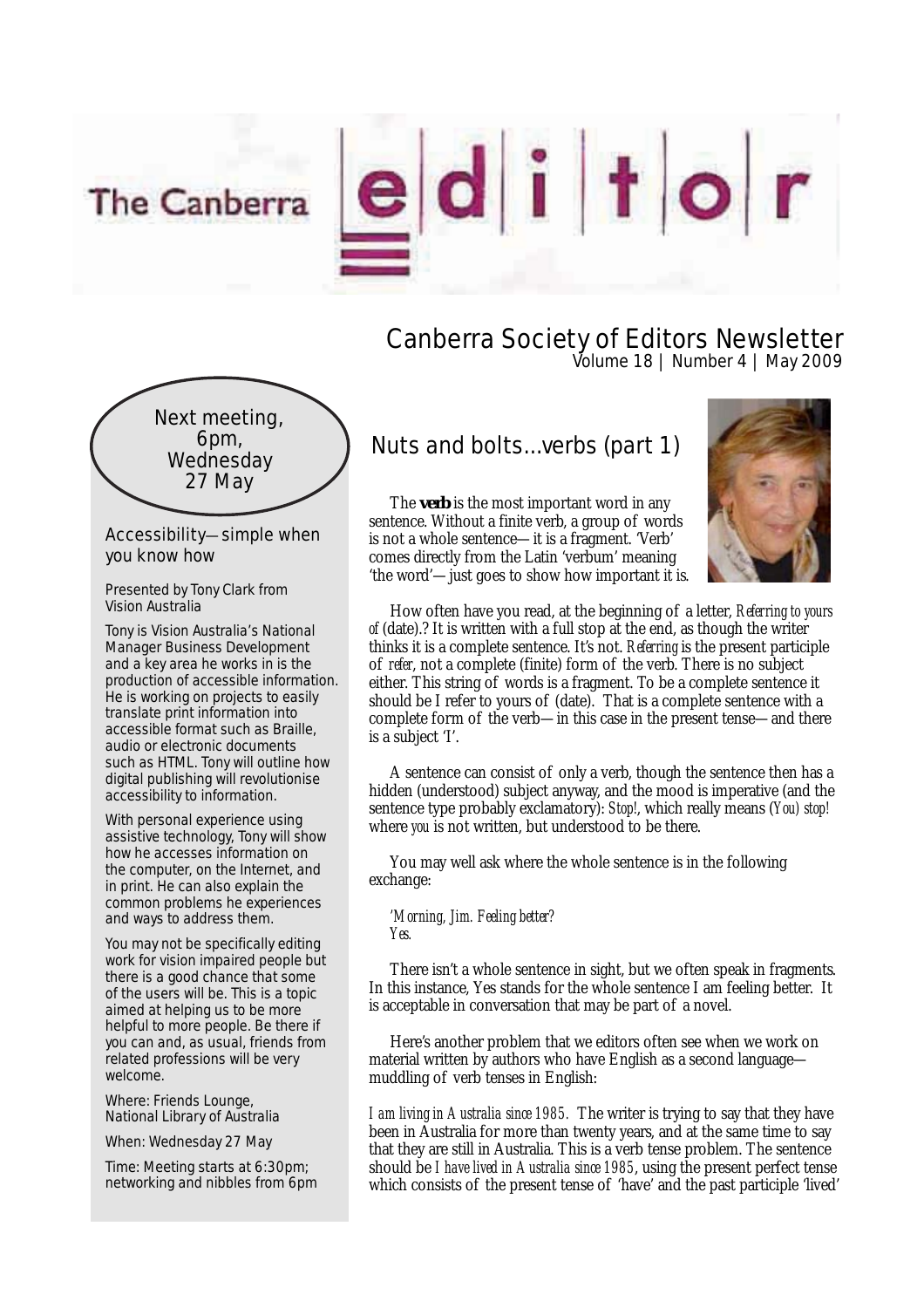# The Canberra editor

## Canberra Society of Editors Newsletter

Volume 18 | Number 4 | May 2009

Next meeting, 6pm, Wednesday 27 May

### Accessibility—simple when you know how

Presented by Tony Clark from Vision Australia

Tony is Vision Australia's National Manager Business Development and a key area he works in is the production of accessible information. He is working on projects to easily translate print information into accessible format such as Braille, audio or electronic documents such as HTML. Tony will outline how digital publishing will revolutionise accessibility to information.

With personal experience using assistive technology, Tony will show how he accesses information on the computer, on the Internet, and in print. He can also explain the common problems he experiences and ways to address them.

You may not be specifically editing work for vision impaired people but there is a good chance that some of the users will be. This is a topic aimed at helping us to be more helpful to more people. Be there if you can and, as usual, friends from related professions will be very welcome.

Where: Friends Lounge, National Library of Australia

When: Wednesday 27 May

Time: Meeting starts at 6:30pm; networking and nibbles from 6pm

## Nuts and bolts…verbs (part 1)

The **verb** is the most important word in any sentence. Without a finite verb, a group of words is not a whole sentence—it is a fragment. 'Verb' comes directly from the Latin 'verbum' meaning 'the word'—just goes to show how important it is.

How often have you read, at the beginning of a letter, *Referring to yours of* (date).? It is written with a full stop at the end, as though the writer thinks it is a complete sentence. It's not. *Referring* is the present participle of *refer*, not a complete (finite) form of the verb. There is no subject either. This string of words is a fragment. To be a complete sentence it should be I refer to yours of (date). That is a complete sentence with a complete form of the verb—in this case in the present tense—and there is a subject 'I'.

A sentence can consist of only a verb, though the sentence then has a hidden (understood) subject anyway, and the mood is imperative (and the sentence type probably exclamatory): *Stop!*, which really means (*You) stop!* where *you* is not written, but understood to be there.

You may well ask where the whole sentence is in the following exchange:

*'Morning, Jim. Feeling better?*
*Yes.*

There isn't a whole sentence in sight, but we often speak in fragments. In this instance, Yes stands for the whole sentence I am feeling better. It is acceptable in conversation that may be part of a novel.

Here's another problem that we editors often see when we work on material written by authors who have English as a second language—muddling of verb tenses in English:

*I am living in Australia since 1985.* The writer is trying to say that they have been in Australia for more than twenty years, and at the same time to say that they are still in Australia. This is a verb tense problem. The sentence should be *I have lived in Australia since 1985*, using the present perfect tense which consists of the present tense of 'have' and the past participle 'lived'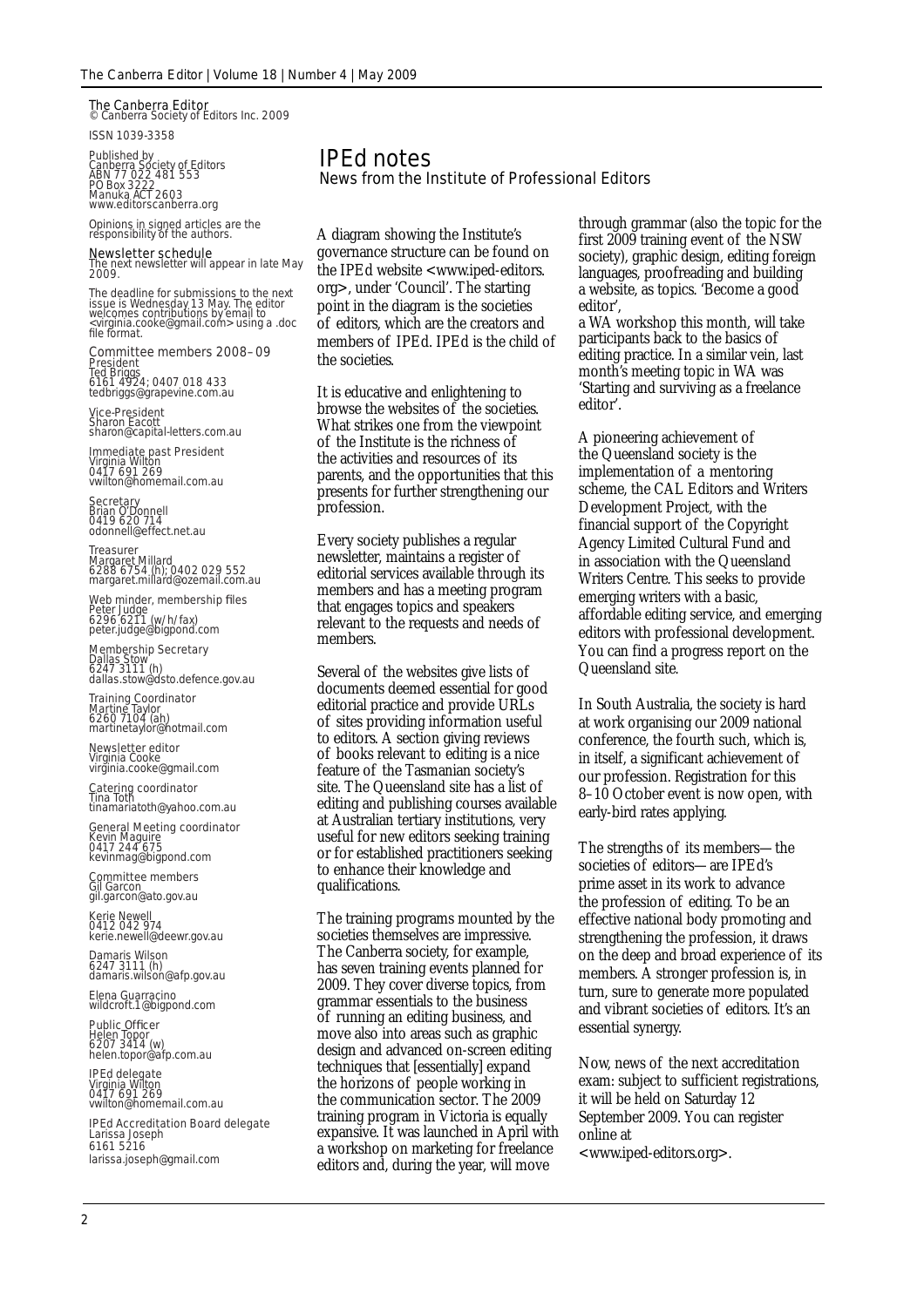The Canberra Editor
© Canberra Society of Editors Inc. 2009

ISSN 1039-3358

Published by
Canberra Society of Editors
ABN 77 022 481 553
PO Box 3222
Manuka ACT 2603
www.editorscanberra.org

Opinions in signed articles are the responsibility of the authors.

**Newsletter schedule**
The next newsletter will appear in late May 2009.

The deadline for submissions to the next issue is Wednesday 13 May. The editor welcomes contributions by email to <virginia.cooke@gmail.com> using a .doc file format.

**Committee members 2008–09**

President
Ted Briggs
6161 4924; 0407 018 433
tedbriggs@grapevine.com.au

Vice-President
Sharon Eacott
sharon@capital-letters.com.au

Immediate past President
Virginia Wilton
0417 691 269
vwilton@homemail.com.au

Secretary
Brian O'Donnell
0419 620 714
odonnell@effect.net.au

Treasurer
Margaret Millard
6288 6754 (h); 0402 029 552
margaret.millard@ozemail.com.au

Web minder, membership files
Peter Judge
6296 6211 (w/h/fax)
peter.judge@bigpond.com

Membership Secretary
Dallas Stow
6247 3111 (h)
dallas.stow@dsto.defence.gov.au

Training Coordinator
Martine Taylor
6260 7104 (ah)
martinetaylor@hotmail.com

Newsletter editor
Virginia Cooke
virginia.cooke@gmail.com

Catering coordinator
Tina Toth
tinamariatoth@yahoo.com.au

General Meeting coordinator
Kevin Maguire
0417 244 675
kevinmag@bigpond.com

Committee members
Gil Garcon
gil.garcon@ato.gov.au

Kerie Newell
0412 042 974
kerie.newell@deewr.gov.au

Damaris Wilson
6247 3111 (h)
damaris.wilson@afp.gov.au

Elena Guarracino
wildcroft.1@bigpond.com

Public Officer
Helen Topor
6207 3414 (w)
helen.topor@afp.com.au

IPEd delegate
Virginia Wilton
0417 691 269
vwilton@homemail.com.au

IPEd Accreditation Board delegate
Larissa Joseph
6161 5216
larissa.joseph@gmail.com

# IPEd notes

*News from the Institute of Professional Editors*

A diagram showing the Institute's governance structure can be found on the IPEd website <www.iped-editors.org>, under 'Council'. The starting point in the diagram is the societies of editors, which are the creators and members of IPEd. IPEd is the child of the societies.

It is educative and enlightening to browse the websites of the societies. What strikes one from the viewpoint of the Institute is the richness of the activities and resources of its parents, and the opportunities that this presents for further strengthening our profession.

Every society publishes a regular newsletter, maintains a register of editorial services available through its members and has a meeting program that engages topics and speakers relevant to the requests and needs of members.

Several of the websites give lists of documents deemed essential for good editorial practice and provide URLs of sites providing information useful to editors. A section giving reviews of books relevant to editing is a nice feature of the Tasmanian society's site. The Queensland site has a list of editing and publishing courses available at Australian tertiary institutions, very useful for new editors seeking training or for established practitioners seeking to enhance their knowledge and qualifications.

The training programs mounted by the societies themselves are impressive. The Canberra society, for example, has seven training events planned for 2009. They cover diverse topics, from grammar essentials to the business of running an editing business, and move also into areas such as graphic design and advanced on-screen editing techniques that [essentially] expand the horizons of people working in the communication sector. The 2009 training program in Victoria is equally expansive. It was launched in April with a workshop on marketing for freelance editors and, during the year, will move through grammar (also the topic for the first 2009 training event of the NSW society), graphic design, editing foreign languages, proofreading and building a website, as topics. 'Become a good editor',
a WA workshop this month, will take participants back to the basics of editing practice. In a similar vein, last month's meeting topic in WA was 'Starting and surviving as a freelance editor'.

A pioneering achievement of the Queensland society is the implementation of a mentoring scheme, the CAL Editors and Writers Development Project, with the financial support of the Copyright Agency Limited Cultural Fund and in association with the Queensland Writers Centre. This seeks to provide emerging writers with a basic, affordable editing service, and emerging editors with professional development. You can find a progress report on the Queensland site.

In South Australia, the society is hard at work organising our 2009 national conference, the fourth such, which is, in itself, a significant achievement of our profession. Registration for this 8–10 October event is now open, with early-bird rates applying.

The strengths of its members—the societies of editors—are IPEd's prime asset in its work to advance the profession of editing. To be an effective national body promoting and strengthening the profession, it draws on the deep and broad experience of its members. A stronger profession is, in turn, sure to generate more populated and vibrant societies of editors. It's an essential synergy.

Now, news of the next accreditation exam: subject to sufficient registrations, it will be held on Saturday 12 September 2009. You can register online at
<www.iped-editors.org>.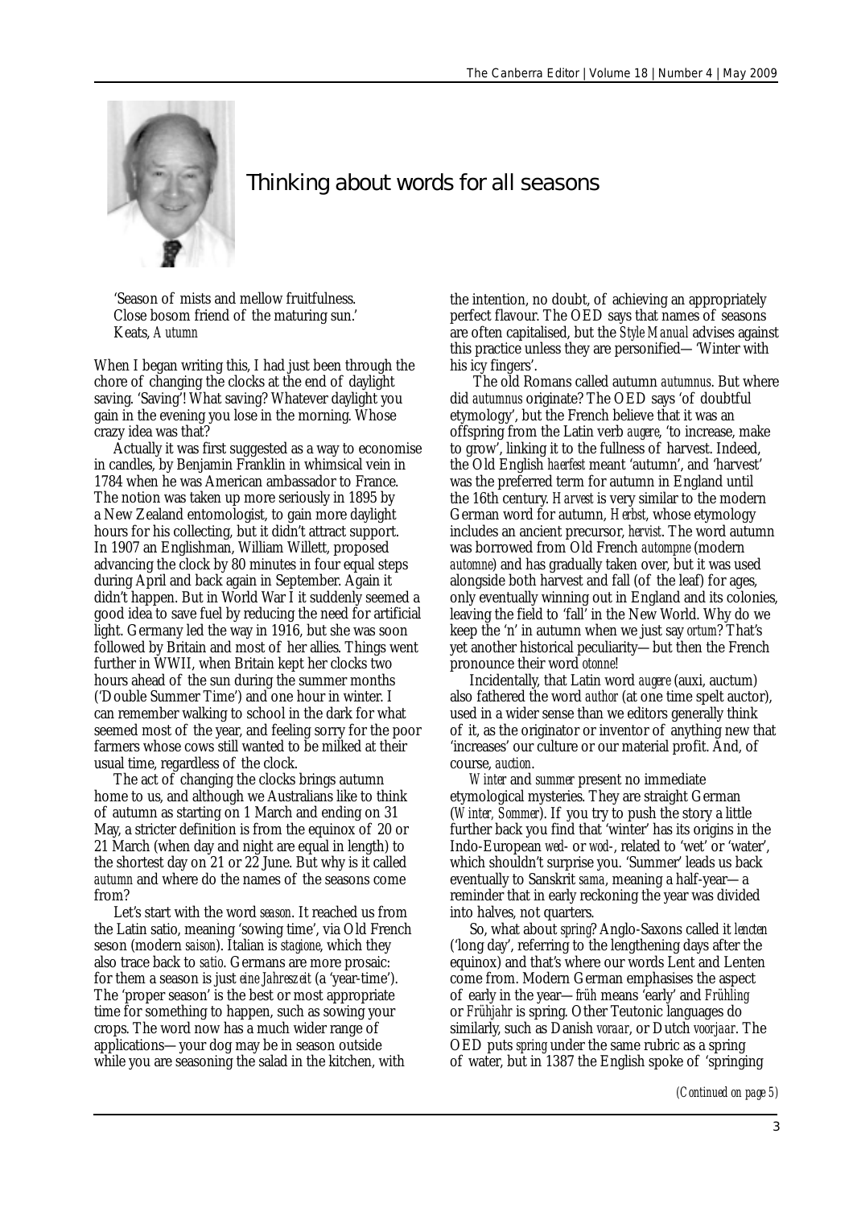# Thinking about words for all seasons

> 'Season of mists and mellow fruitfulness.
> Close bosom friend of the maturing sun.'
> Keats, *Autumn*

When I began writing this, I had just been through the chore of changing the clocks at the end of daylight saving. 'Saving'! What saving? Whatever daylight you gain in the evening you lose in the morning. Whose crazy idea was that?

Actually it was first suggested as a way to economise in candles, by Benjamin Franklin in whimsical vein in 1784 when he was American ambassador to France. The notion was taken up more seriously in 1895 by a New Zealand entomologist, to gain more daylight hours for his collecting, but it didn't attract support. In 1907 an Englishman, William Willett, proposed advancing the clock by 80 minutes in four equal steps during April and back again in September. Again it didn't happen. But in World War I it suddenly seemed a good idea to save fuel by reducing the need for artificial light. Germany led the way in 1916, but she was soon followed by Britain and most of her allies. Things went further in WWII, when Britain kept her clocks two hours ahead of the sun during the summer months ('Double Summer Time') and one hour in winter. I can remember walking to school in the dark for what seemed most of the year, and feeling sorry for the poor farmers whose cows still wanted to be milked at their usual time, regardless of the clock.

The act of changing the clocks brings autumn home to us, and although we Australians like to think of autumn as starting on 1 March and ending on 31 May, a stricter definition is from the equinox of 20 or 21 March (when day and night are equal in length) to the shortest day on 21 or 22 June. But why is it called *autumn* and where do the names of the seasons come from?

Let's start with the word *season*. It reached us from the Latin satio, meaning 'sowing time', via Old French seson (modern *saison*). Italian is *stagione*, which they also trace back to *satio*. Germans are more prosaic: for them a season is just *eine Jahreszeit* (a 'year-time'). The 'proper season' is the best or most appropriate time for something to happen, such as sowing your crops. The word now has a much wider range of applications—your dog may be in season outside while you are seasoning the salad in the kitchen, with the intention, no doubt, of achieving an appropriately perfect flavour. The OED says that names of seasons are often capitalised, but the *Style Manual* advises against this practice unless they are personified—'Winter with his icy fingers'.

The old Romans called autumn *autumnus*. But where did *autumnus* originate? The OED says 'of doubtful etymology', but the French believe that it was an offspring from the Latin verb *augere*, 'to increase, make to grow', linking it to the fullness of harvest. Indeed, the Old English *haerfest* meant 'autumn', and 'harvest' was the preferred term for autumn in England until the 16th century. *Harvest* is very similar to the modern German word for autumn, *Herbst*, whose etymology includes an ancient precursor, *hervist*. The word autumn was borrowed from Old French *autompne* (modern *automne*) and has gradually taken over, but it was used alongside both harvest and fall (of the leaf) for ages, only eventually winning out in England and its colonies, leaving the field to 'fall' in the New World. Why do we keep the 'n' in autumn when we just say *ortum*? That's yet another historical peculiarity—but then the French pronounce their word *otonne*!

Incidentally, that Latin word *augere* (auxi, auctum) also fathered the word *author* (at one time spelt auctor), used in a wider sense than we editors generally think of it, as the originator or inventor of anything new that 'increases' our culture or our material profit. And, of course, *auction*.

*Winter* and *summer* present no immediate etymological mysteries. They are straight German (*Winter, Sommer*). If you try to push the story a little further back you find that 'winter' has its origins in the Indo-European *wed-* or *wod-*, related to 'wet' or 'water', which shouldn't surprise you. 'Summer' leads us back eventually to Sanskrit *sama*, meaning a half-year—a reminder that in early reckoning the year was divided into halves, not quarters.

So, what about *spring*? Anglo-Saxons called it *lencten* ('long day', referring to the lengthening days after the equinox) and that's where our words Lent and Lenten come from. Modern German emphasises the aspect of early in the year—*früh* means 'early' and *Frühling* or *Frühjahr* is spring. Other Teutonic languages do similarly, such as Danish *voraar*, or Dutch *voorjaar*. The OED puts *spring* under the same rubric as a spring of water, but in 1387 the English spoke of 'springing

*(Continued on page 5)*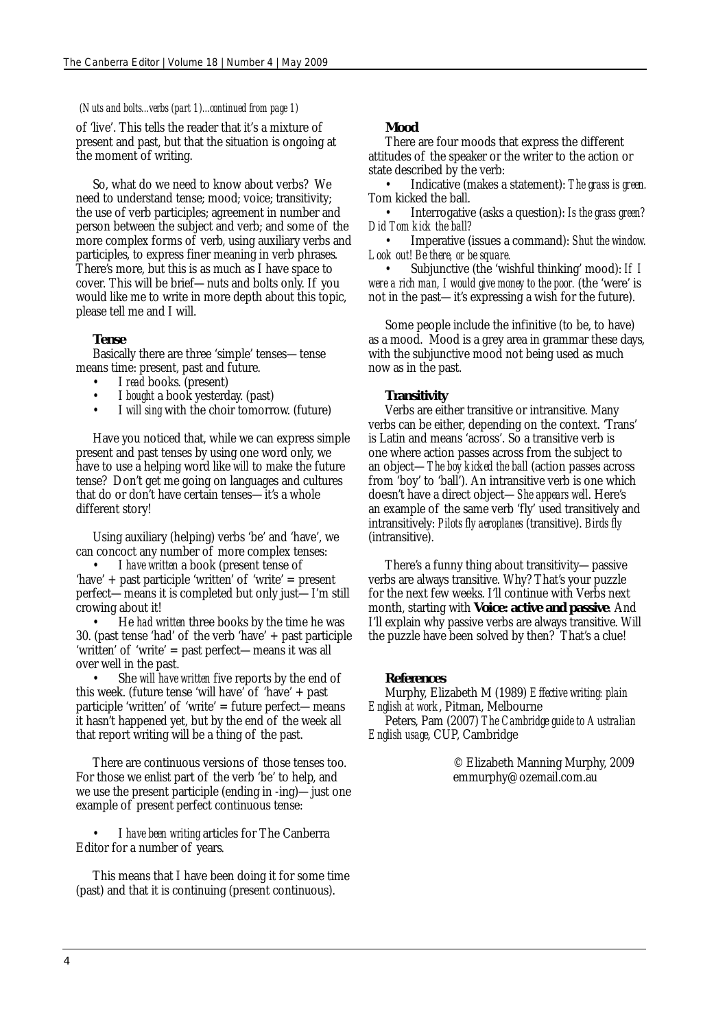*(Nuts and bolts...verbs (part 1)...continued from page 1)*

of 'live'. This tells the reader that it's a mixture of present and past, but that the situation is ongoing at the moment of writing.

So, what do we need to know about verbs? We need to understand tense; mood; voice; transitivity; the use of verb participles; agreement in number and person between the subject and verb; and some of the more complex forms of verb, using auxiliary verbs and participles, to express finer meaning in verb phrases. There's more, but this is as much as I have space to cover. This will be brief—nuts and bolts only. If you would like me to write in more depth about this topic, please tell me and I will.

**Tense**

Basically there are three 'simple' tenses—tense means time: present, past and future.

- I *read* books. (present)
- I *bought* a book yesterday. (past)
- I *will sing* with the choir tomorrow. (future)

Have you noticed that, while we can express simple present and past tenses by using one word only, we have to use a helping word like *will* to make the future tense? Don't get me going on languages and cultures that do or don't have certain tenses—it's a whole different story!

Using auxiliary (helping) verbs 'be' and 'have', we can concoct any number of more complex tenses:

- I *have written* a book (present tense of 'have' + past participle 'written' of 'write' = present perfect—means it is completed but only just—I'm still crowing about it!
- He *had written* three books by the time he was 30. (past tense 'had' of the verb 'have' + past participle 'written' of 'write' = past perfect—means it was all over well in the past.
- She *will have written* five reports by the end of this week. (future tense 'will have' of 'have' + past participle 'written' of 'write' = future perfect—means it hasn't happened yet, but by the end of the week all that report writing will be a thing of the past.

There are continuous versions of those tenses too. For those we enlist part of the verb 'be' to help, and we use the present participle (ending in -ing)—just one example of present perfect continuous tense:

- I *have been writing* articles for The Canberra Editor for a number of years.

This means that I have been doing it for some time (past) and that it is continuing (present continuous).

**Mood**

There are four moods that express the different attitudes of the speaker or the writer to the action or state described by the verb:

- Indicative (makes a statement): *The grass is green.* Tom kicked the ball.
- Interrogative (asks a question): *Is the grass green? Did Tom kick the ball?*
- Imperative (issues a command): *Shut the window. Look out! Be there, or be square.*
- Subjunctive (the 'wishful thinking' mood): *If I were a rich man, I would give money to the poor.* (the 'were' is not in the past—it's expressing a wish for the future).

Some people include the infinitive (to be, to have) as a mood. Mood is a grey area in grammar these days, with the subjunctive mood not being used as much now as in the past.

**Transitivity**

Verbs are either transitive or intransitive. Many verbs can be either, depending on the context. 'Trans' is Latin and means 'across'. So a transitive verb is one where action passes across from the subject to an object—*The boy kicked the ball* (action passes across from 'boy' to 'ball'). An intransitive verb is one which doesn't have a direct object—*She appears well*. Here's an example of the same verb 'fly' used transitively and intransitively: *Pilots fly aeroplanes* (transitive). *Birds fly* (intransitive).

There's a funny thing about transitivity—passive verbs are always transitive. Why? That's your puzzle for the next few weeks. I'll continue with Verbs next month, starting with **Voice: active and passive**. And I'll explain why passive verbs are always transitive. Will the puzzle have been solved by then? That's a clue!

**References**

Murphy, Elizabeth M (1989) *Effective writing: plain English at work*, Pitman, Melbourne

Peters, Pam (2007) *The Cambridge guide to Australian English usage*, CUP, Cambridge

© Elizabeth Manning Murphy, 2009
emmurphy@ozemail.com.au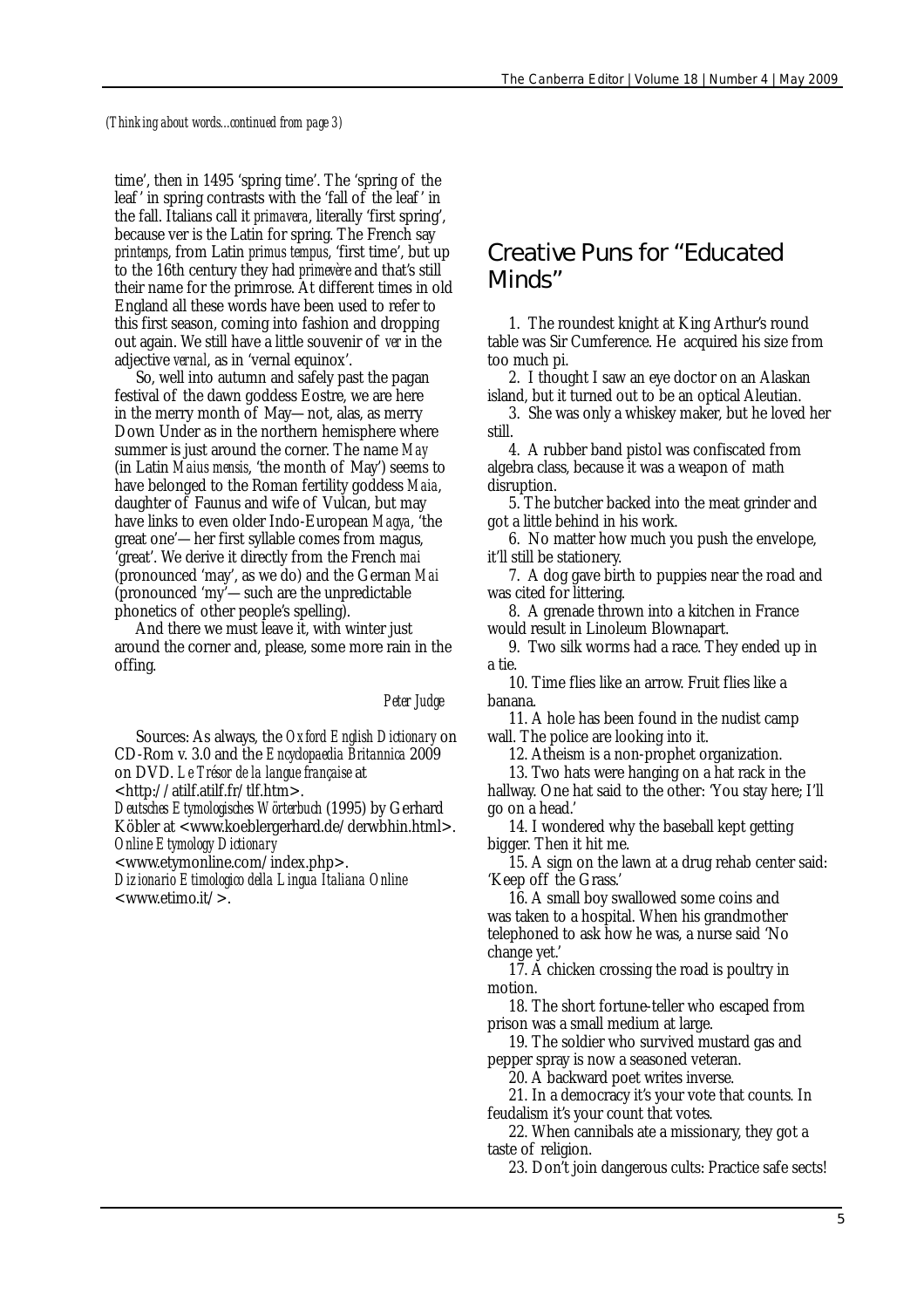*(Thinking about words...continued from page 3)*

time', then in 1495 'spring time'. The 'spring of the leaf' in spring contrasts with the 'fall of the leaf' in the fall. Italians call it *primavera*, literally 'first spring', because ver is the Latin for spring. The French say *printemps*, from Latin *primus tempus*, 'first time', but up to the 16th century they had *primevère* and that's still their name for the primrose. At different times in old England all these words have been used to refer to this first season, coming into fashion and dropping out again. We still have a little souvenir of *ver* in the adjective *vernal*, as in 'vernal equinox'.

So, well into autumn and safely past the pagan festival of the dawn goddess Eostre, we are here in the merry month of May—not, alas, as merry Down Under as in the northern hemisphere where summer is just around the corner. The name *May* (in Latin *Maius mensis*, 'the month of May') seems to have belonged to the Roman fertility goddess *Maia*, daughter of Faunus and wife of Vulcan, but may have links to even older Indo-European *Magya*, 'the great one'—her first syllable comes from magus, 'great'. We derive it directly from the French *mai* (pronounced 'may', as we do) and the German *Mai* (pronounced 'my'—such are the unpredictable phonetics of other people's spelling).

And there we must leave it, with winter just around the corner and, please, some more rain in the offing.

*Peter Judge*

Sources: As always, the *Oxford English Dictionary* on CD-Rom v. 3.0 and the *Encyclopaedia Britannica* 2009 on DVD. *Le Trésor de la langue française* at <http://atilf.atilf.fr/tlf.htm>.
*Deutsches Etymologisches Wörterbuch* (1995) by Gerhard Köbler at <www.koeblergerhard.de/derwbhin.html>.
*Online Etymology Dictionary* <www.etymonline.com/index.php>.
*Dizionario Etimologico della Lingua Italiana Online* <www.etimo.it/>.

## Creative Puns for "Educated Minds"

1. The roundest knight at King Arthur's round table was Sir Cumference. He acquired his size from too much pi.
2. I thought I saw an eye doctor on an Alaskan island, but it turned out to be an optical Aleutian.
3. She was only a whiskey maker, but he loved her still.
4. A rubber band pistol was confiscated from algebra class, because it was a weapon of math disruption.
5. The butcher backed into the meat grinder and got a little behind in his work.
6. No matter how much you push the envelope, it'll still be stationery.
7. A dog gave birth to puppies near the road and was cited for littering.
8. A grenade thrown into a kitchen in France would result in Linoleum Blownapart.
9. Two silk worms had a race. They ended up in a tie.
10. Time flies like an arrow. Fruit flies like a banana.
11. A hole has been found in the nudist camp wall. The police are looking into it.
12. Atheism is a non-prophet organization.
13. Two hats were hanging on a hat rack in the hallway. One hat said to the other: 'You stay here; I'll go on a head.'
14. I wondered why the baseball kept getting bigger. Then it hit me.
15. A sign on the lawn at a drug rehab center said: 'Keep off the Grass.'
16. A small boy swallowed some coins and was taken to a hospital. When his grandmother telephoned to ask how he was, a nurse said 'No change yet.'
17. A chicken crossing the road is poultry in motion.
18. The short fortune-teller who escaped from prison was a small medium at large.
19. The soldier who survived mustard gas and pepper spray is now a seasoned veteran.
20. A backward poet writes inverse.
21. In a democracy it's your vote that counts. In feudalism it's your count that votes.
22. When cannibals ate a missionary, they got a taste of religion.
23. Don't join dangerous cults: Practice safe sects!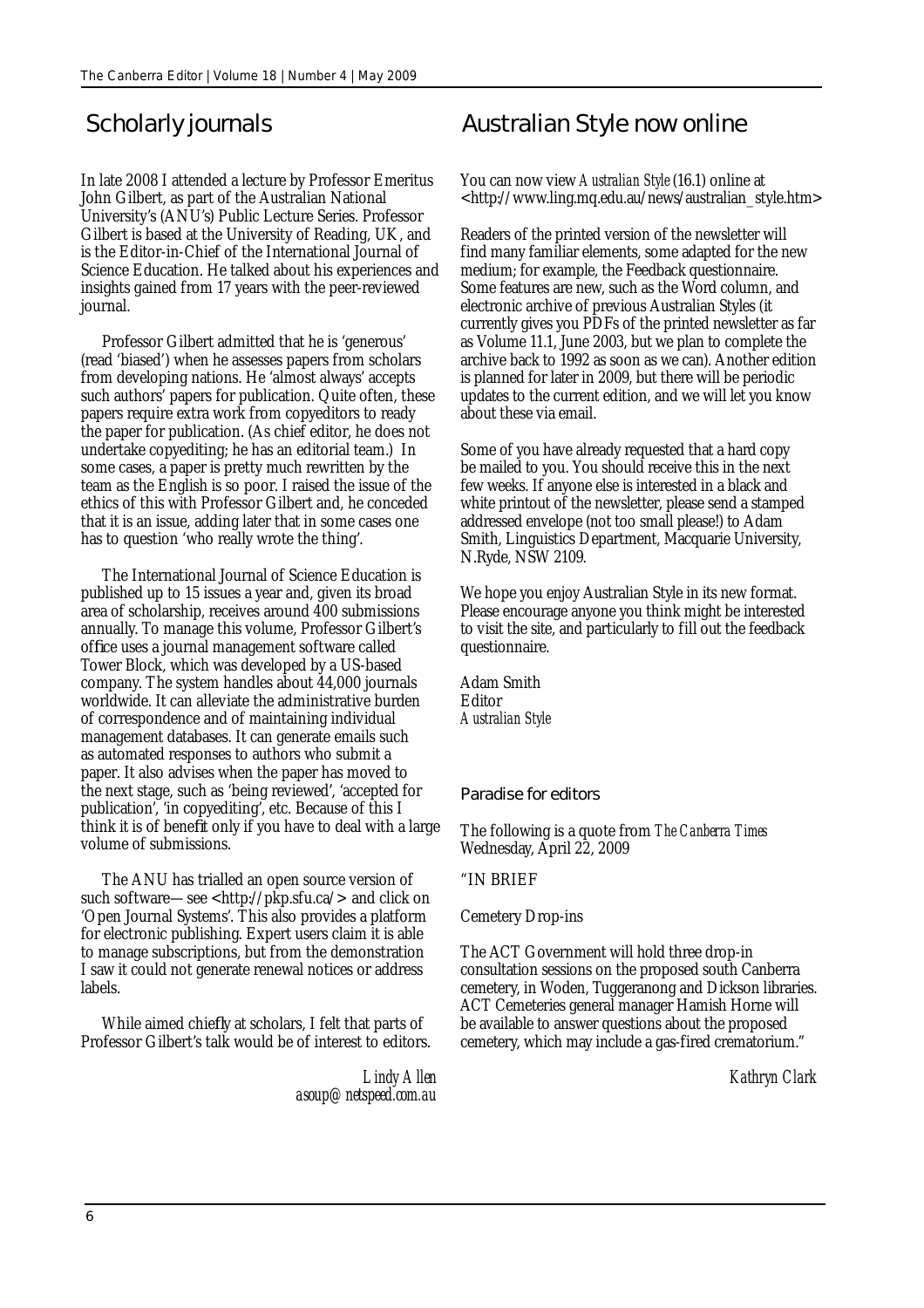## Scholarly journals

In late 2008 I attended a lecture by Professor Emeritus John Gilbert, as part of the Australian National University's (ANU's) Public Lecture Series. Professor Gilbert is based at the University of Reading, UK, and is the Editor-in-Chief of the International Journal of Science Education. He talked about his experiences and insights gained from 17 years with the peer-reviewed journal.

Professor Gilbert admitted that he is 'generous' (read 'biased') when he assesses papers from scholars from developing nations. He 'almost always' accepts such authors' papers for publication. Quite often, these papers require extra work from copyeditors to ready the paper for publication. (As chief editor, he does not undertake copyediting; he has an editorial team.) In some cases, a paper is pretty much rewritten by the team as the English is so poor. I raised the issue of the ethics of this with Professor Gilbert and, he conceded that it is an issue, adding later that in some cases one has to question 'who really wrote the thing'.

The International Journal of Science Education is published up to 15 issues a year and, given its broad area of scholarship, receives around 400 submissions annually. To manage this volume, Professor Gilbert's office uses a journal management software called Tower Block, which was developed by a US-based company. The system handles about 44,000 journals worldwide. It can alleviate the administrative burden of correspondence and of maintaining individual management databases. It can generate emails such as automated responses to authors who submit a paper. It also advises when the paper has moved to the next stage, such as 'being reviewed', 'accepted for publication', 'in copyediting', etc. Because of this I think it is of benefit only if you have to deal with a large volume of submissions.

The ANU has trialled an open source version of such software—see <http://pkp.sfu.ca/> and click on 'Open Journal Systems'. This also provides a platform for electronic publishing. Expert users claim it is able to manage subscriptions, but from the demonstration I saw it could not generate renewal notices or address labels.

While aimed chiefly at scholars, I felt that parts of Professor Gilbert's talk would be of interest to editors.

*Lindy Allen*
*asoup@netspeed.com.au*

## Australian Style now online

You can now view *Australian Style* (16.1) online at <http://www.ling.mq.edu.au/news/australian_style.htm>

Readers of the printed version of the newsletter will find many familiar elements, some adapted for the new medium; for example, the Feedback questionnaire. Some features are new, such as the Word column, and electronic archive of previous Australian Styles (it currently gives you PDFs of the printed newsletter as far as Volume 11.1, June 2003, but we plan to complete the archive back to 1992 as soon as we can). Another edition is planned for later in 2009, but there will be periodic updates to the current edition, and we will let you know about these via email.

Some of you have already requested that a hard copy be mailed to you. You should receive this in the next few weeks. If anyone else is interested in a black and white printout of the newsletter, please send a stamped addressed envelope (not too small please!) to Adam Smith, Linguistics Department, Macquarie University, N.Ryde, NSW 2109.

We hope you enjoy Australian Style in its new format. Please encourage anyone you think might be interested to visit the site, and particularly to fill out the feedback questionnaire.

Adam Smith
Editor
*Australian Style*

### Paradise for editors

The following is a quote from *The Canberra Times* Wednesday, April 22, 2009

"IN BRIEF

Cemetery Drop-ins

The ACT Government will hold three drop-in consultation sessions on the proposed south Canberra cemetery, in Woden, Tuggeranong and Dickson libraries. ACT Cemeteries general manager Hamish Horne will be available to answer questions about the proposed cemetery, which may include a gas-fired crematorium."

*Kathryn Clark*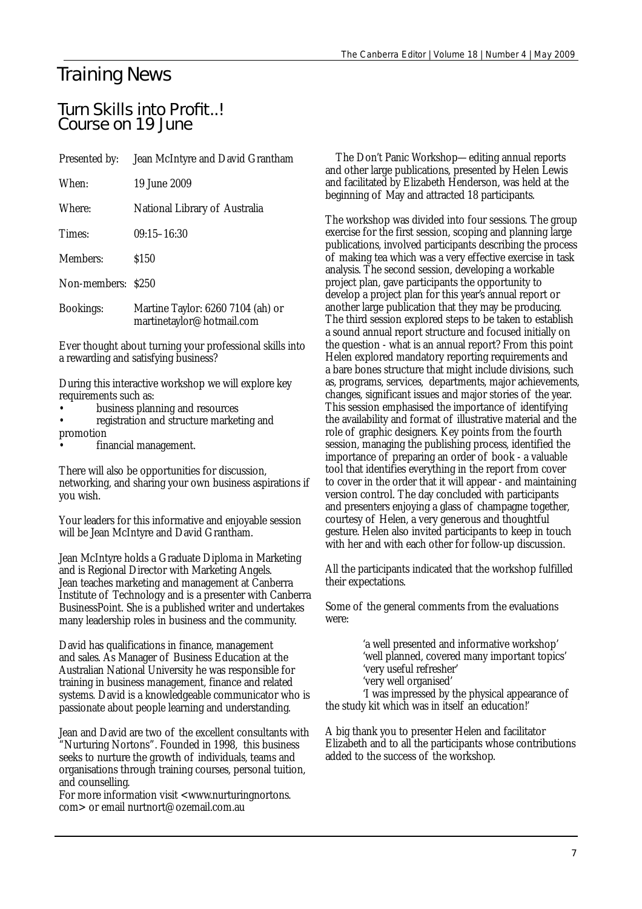# Training News

## Turn Skills into Profit..! Course on 19 June

| | |
|---|---|
| Presented by: | Jean McIntyre and David Grantham |
| When: | 19 June 2009 |
| Where: | National Library of Australia |
| Times: | 09:15–16:30 |
| Members: | $150 |
| Non-members: | $250 |
| Bookings: | Martine Taylor: 6260 7104 (ah) or martinetaylor@hotmail.com |

Ever thought about turning your professional skills into a rewarding and satisfying business?

During this interactive workshop we will explore key requirements such as:

- business planning and resources
- registration and structure marketing and promotion
- financial management.

There will also be opportunities for discussion, networking, and sharing your own business aspirations if you wish.

Your leaders for this informative and enjoyable session will be Jean McIntyre and David Grantham.

Jean McIntyre holds a Graduate Diploma in Marketing and is Regional Director with Marketing Angels. Jean teaches marketing and management at Canberra Institute of Technology and is a presenter with Canberra BusinessPoint. She is a published writer and undertakes many leadership roles in business and the community.

David has qualifications in finance, management and sales. As Manager of Business Education at the Australian National University he was responsible for training in business management, finance and related systems. David is a knowledgeable communicator who is passionate about people learning and understanding.

Jean and David are two of the excellent consultants with "Nurturing Nortons". Founded in 1998, this business seeks to nurture the growth of individuals, teams and organisations through training courses, personal tuition, and counselling.
For more information visit <www.nurturingnortons.com> or email nurtnort@ozemail.com.au

The Don't Panic Workshop—editing annual reports and other large publications, presented by Helen Lewis and facilitated by Elizabeth Henderson, was held at the beginning of May and attracted 18 participants.

The workshop was divided into four sessions. The group exercise for the first session, scoping and planning large publications, involved participants describing the process of making tea which was a very effective exercise in task analysis. The second session, developing a workable project plan, gave participants the opportunity to develop a project plan for this year's annual report or another large publication that they may be producing. The third session explored steps to be taken to establish a sound annual report structure and focused initially on the question - what is an annual report? From this point Helen explored mandatory reporting requirements and a bare bones structure that might include divisions, such as, programs, services, departments, major achievements, changes, significant issues and major stories of the year. This session emphasised the importance of identifying the availability and format of illustrative material and the role of graphic designers. Key points from the fourth session, managing the publishing process, identified the importance of preparing an order of book - a valuable tool that identifies everything in the report from cover to cover in the order that it will appear - and maintaining version control. The day concluded with participants and presenters enjoying a glass of champagne together, courtesy of Helen, a very generous and thoughtful gesture. Helen also invited participants to keep in touch with her and with each other for follow-up discussion.

All the participants indicated that the workshop fulfilled their expectations.

Some of the general comments from the evaluations were:

> 'a well presented and informative workshop'
> 'well planned, covered many important topics'
> 'very useful refresher'
> 'very well organised'
> 'I was impressed by the physical appearance of the study kit which was in itself an education!'

A big thank you to presenter Helen and facilitator Elizabeth and to all the participants whose contributions added to the success of the workshop.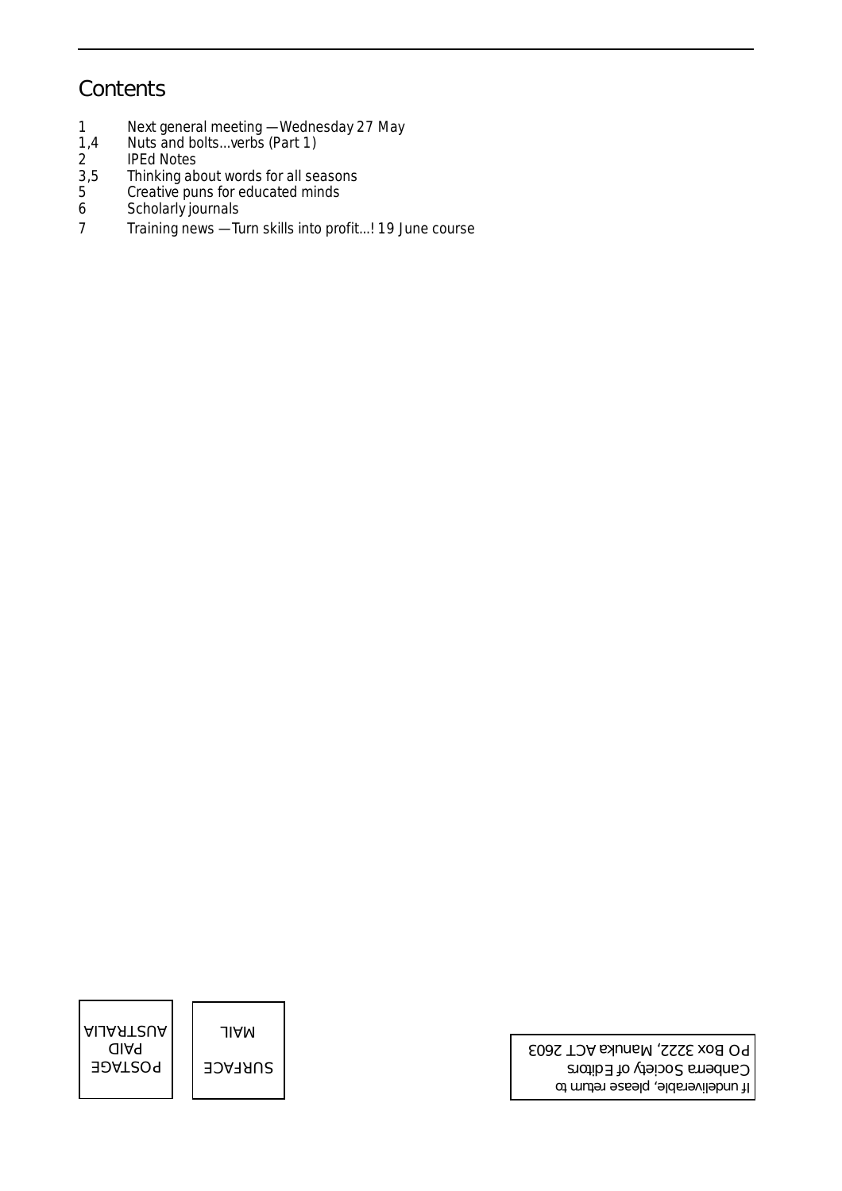## Contents

| | |
|---|---|
| 1 | Next general meeting — Wednesday 27 May |
| 1,4 | Nuts and bolts...verbs (Part 1) |
| 2 | IPEd Notes |
| 3,5 | Thinking about words for all seasons |
| 5 | Creative puns for educated minds |
| 6 | Scholarly journals |
| 7 | Training news — Turn skills into profit...! 19 June course |

POSTAGE
PAID
AUSTRALIA

SURFACE
MAIL

If undeliverable, please return to
Canberra Society of Editors
PO Box 3222, Manuka ACT 2603